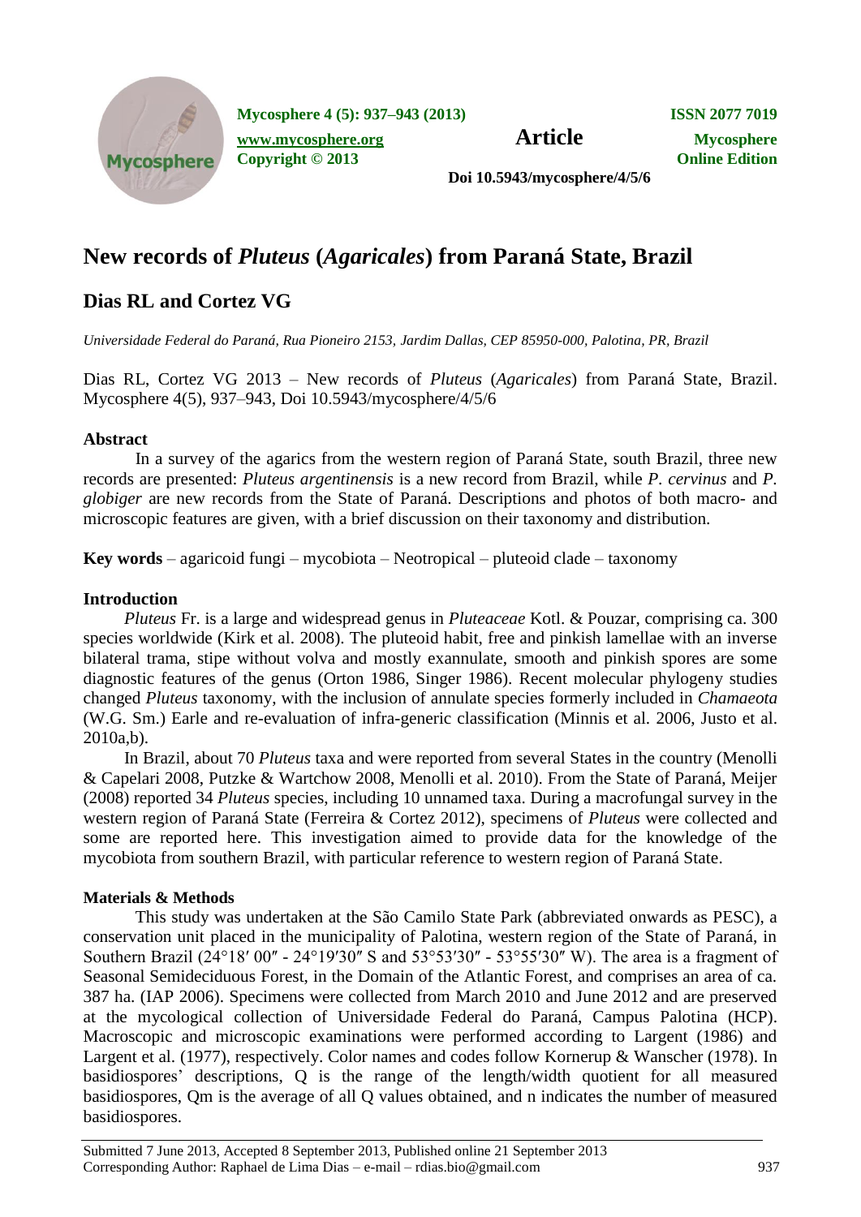# New records of *Pluteus* (*Agaricales*) from Paraná State, Brazil

## Dias RL and Cortez VG

*Universidade Federal do Paraná, Rua Pioneiro 2153, Jardim Dallas, CEP 85950-000, Palotina, PR, Brazil*

Dias RL, Cortez VG 2013 – New records of *Pluteus* (*Agaricales*) from Paraná State, Brazil. Mycosphere 4(5), 937–943, Doi 10.5943/mycosphere/4/5/6

### Abstract

In a survey of the agarics from the western region of Paraná State, south Brazil, three new records are presented: *Pluteus argentinensis* is a new record from Brazil, while *P. cervinus* and *P. globiger* are new records from the State of Paraná. Descriptions and photos of both macro- and microscopic features are given, with a brief discussion on their taxonomy and distribution.

**Key words** – agaricoid fungi – mycobiota – Neotropical – pluteoid clade – taxonomy

### Introduction

*Pluteus* Fr. is a large and widespread genus in *Pluteaceae* Kotl. & Pouzar, comprising ca. 300 species worldwide (Kirk et al. 2008). The pluteoid habit, free and pinkish lamellae with an inverse bilateral trama, stipe without volva and mostly exannulate, smooth and pinkish spores are some diagnostic features of the genus (Orton 1986, Singer 1986). Recent molecular phylogeny studies changed *Pluteus* taxonomy, with the inclusion of annulate species formerly included in *Chamaeota* (W.G. Sm.) Earle and re-evaluation of infra-generic classification (Minnis et al. 2006, Justo et al. 2010a,b).

In Brazil, about 70 *Pluteus* taxa and were reported from several States in the country (Menolli & Capelari 2008, Putzke & Wartchow 2008, Menolli et al. 2010). From the State of Paraná, Meijer (2008) reported 34 *Pluteus* species, including 10 unnamed taxa. During a macrofungal survey in the western region of Paraná State (Ferreira & Cortez 2012), specimens of *Pluteus* were collected and some are reported here. This investigation aimed to provide data for the knowledge of the mycobiota from southern Brazil, with particular reference to western region of Paraná State.

### Materials & Methods

This study was undertaken at the São Camilo State Park (abbreviated onwards as PESC), a conservation unit placed in the municipality of Palotina, western region of the State of Paraná, in Southern Brazil (24°18′ 00″ - 24°19′30″ S and 53°53′30″ - 53°55′30″ W). The area is a fragment of Seasonal Semideciduous Forest, in the Domain of the Atlantic Forest, and comprises an area of ca. 387 ha. (IAP 2006). Specimens were collected from March 2010 and June 2012 and are preserved at the mycological collection of Universidade Federal do Paraná, Campus Palotina (HCP). Macroscopic and microscopic examinations were performed according to Largent (1986) and Largent et al. (1977), respectively. Color names and codes follow Kornerup & Wanscher (1978). In basidiospores' descriptions, Q is the range of the length/width quotient for all measured basidiospores, Qm is the average of all Q values obtained, and n indicates the number of measured basidiospores.

Submitted 7 June 2013, Accepted 8 September 2013, Published online 21 September 2013
Corresponding Author: Raphael de Lima Dias – e-mail – rdias.bio@gmail.com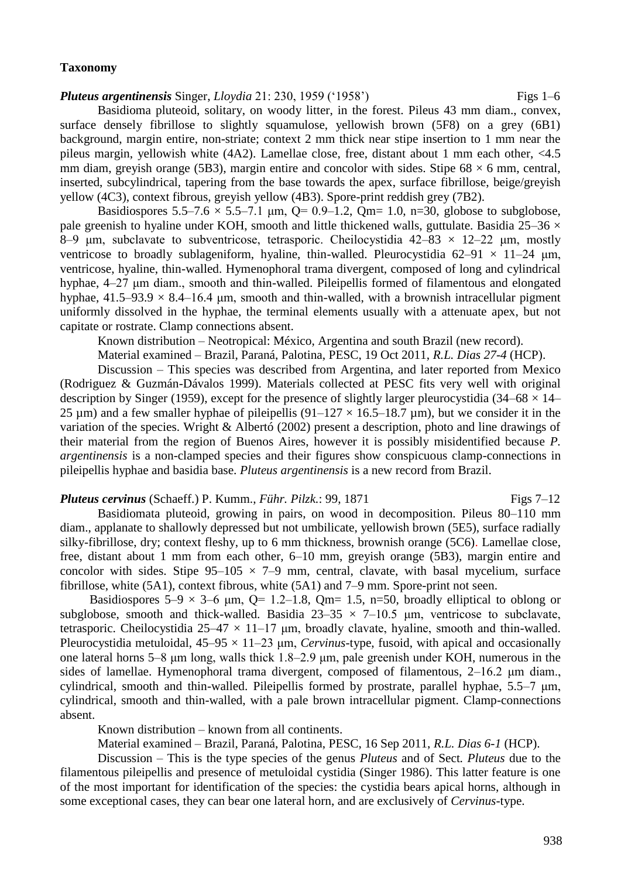## Taxonomy

***Pluteus argentinensis*** Singer, *Lloydia* 21: 230, 1959 ('1958') Figs 1–6

Basidioma pluteoid, solitary, on woody litter, in the forest. Pileus 43 mm diam., convex, surface densely fibrillose to slightly squamulose, yellowish brown (5F8) on a grey (6B1) background, margin entire, non-striate; context 2 mm thick near stipe insertion to 1 mm near the pileus margin, yellowish white (4A2). Lamellae close, free, distant about 1 mm each other, <4.5 mm diam, greyish orange (5B3), margin entire and concolor with sides. Stipe 68 × 6 mm, central, inserted, subcylindrical, tapering from the base towards the apex, surface fibrillose, beige/greyish yellow (4C3), context fibrous, greyish yellow (4B3). Spore-print reddish grey (7B2).

Basidiospores 5.5–7.6 × 5.5–7.1 μm, Q= 0.9–1.2, Qm= 1.0, n=30, globose to subglobose, pale greenish to hyaline under KOH, smooth and little thickened walls, guttulate. Basidia 25–36 × 8–9 μm, subclavate to subventricose, tetrasporic. Cheilocystidia 42–83 × 12–22 μm, mostly ventricose to broadly sublageniform, hyaline, thin-walled. Pleurocystidia 62–91 × 11–24 μm, ventricose, hyaline, thin-walled. Hymenophoral trama divergent, composed of long and cylindrical hyphae, 4–27 μm diam., smooth and thin-walled. Pileipellis formed of filamentous and elongated hyphae, 41.5–93.9 × 8.4–16.4 μm, smooth and thin-walled, with a brownish intracellular pigment uniformly dissolved in the hyphae, the terminal elements usually with a attenuate apex, but not capitate or rostrate. Clamp connections absent.

Known distribution – Neotropical: México, Argentina and south Brazil (new record).

Material examined – Brazil, Paraná, Palotina, PESC, 19 Oct 2011, *R.L. Dias 27-4* (HCP).

Discussion – This species was described from Argentina, and later reported from Mexico (Rodriguez & Guzmán-Dávalos 1999). Materials collected at PESC fits very well with original description by Singer (1959), except for the presence of slightly larger pleurocystidia (34–68 × 14–25 µm) and a few smaller hyphae of pileipellis (91–127 × 16.5–18.7 µm), but we consider it in the variation of the species. Wright & Albertó (2002) present a description, photo and line drawings of their material from the region of Buenos Aires, however it is possibly misidentified because *P. argentinensis* is a non-clamped species and their figures show conspicuous clamp-connections in pileipellis hyphae and basidia base. *Pluteus argentinensis* is a new record from Brazil.

***Pluteus cervinus*** (Schaeff.) P. Kumm., *Führ. Pilzk.*: 99, 1871 Figs 7–12

Basidiomata pluteoid, growing in pairs, on wood in decomposition. Pileus 80–110 mm diam., applanate to shallowly depressed but not umbilicate, yellowish brown (5E5), surface radially silky-fibrillose, dry; context fleshy, up to 6 mm thickness, brownish orange (5C6). Lamellae close, free, distant about 1 mm from each other, 6–10 mm, greyish orange (5B3), margin entire and concolor with sides. Stipe 95–105 × 7–9 mm, central, clavate, with basal mycelium, surface fibrillose, white (5A1), context fibrous, white (5A1) and 7–9 mm. Spore-print not seen.

Basidiospores 5–9 × 3–6 μm, Q= 1.2–1.8, Qm= 1.5, n=50, broadly elliptical to oblong or subglobose, smooth and thick-walled. Basidia 23–35 × 7–10.5 μm, ventricose to subclavate, tetrasporic. Cheilocystidia 25–47 × 11–17 μm, broadly clavate, hyaline, smooth and thin-walled. Pleurocystidia metuloidal, 45–95 × 11–23 μm, *Cervinus*-type, fusoid, with apical and occasionally one lateral horns 5–8 μm long, walls thick 1.8–2.9 μm, pale greenish under KOH, numerous in the sides of lamellae. Hymenophoral trama divergent, composed of filamentous, 2–16.2 μm diam., cylindrical, smooth and thin-walled. Pileipellis formed by prostrate, parallel hyphae, 5.5–7 μm, cylindrical, smooth and thin-walled, with a pale brown intracellular pigment. Clamp-connections absent.

Known distribution – known from all continents.

Material examined – Brazil, Paraná, Palotina, PESC, 16 Sep 2011, *R.L. Dias 6-1* (HCP).

Discussion – This is the type species of the genus *Pluteus* and of Sect. *Pluteus* due to the filamentous pileipellis and presence of metuloidal cystidia (Singer 1986). This latter feature is one of the most important for identification of the species: the cystidia bears apical horns, although in some exceptional cases, they can bear one lateral horn, and are exclusively of *Cervinus*-type.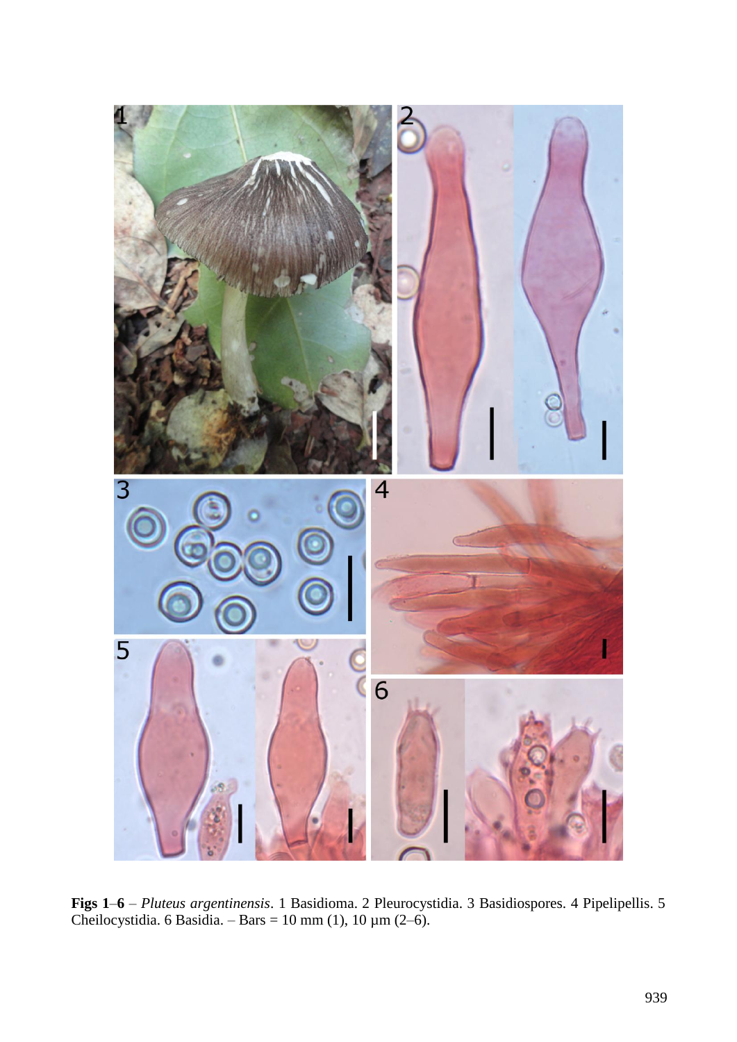**Figs 1–6** – *Pluteus argentinensis*. 1 Basidioma. 2 Pleurocystidia. 3 Basidiospores. 4 Pipelipellis. 5 Cheilocystidia. 6 Basidia. – Bars = 10 mm (1), 10 µm (2–6).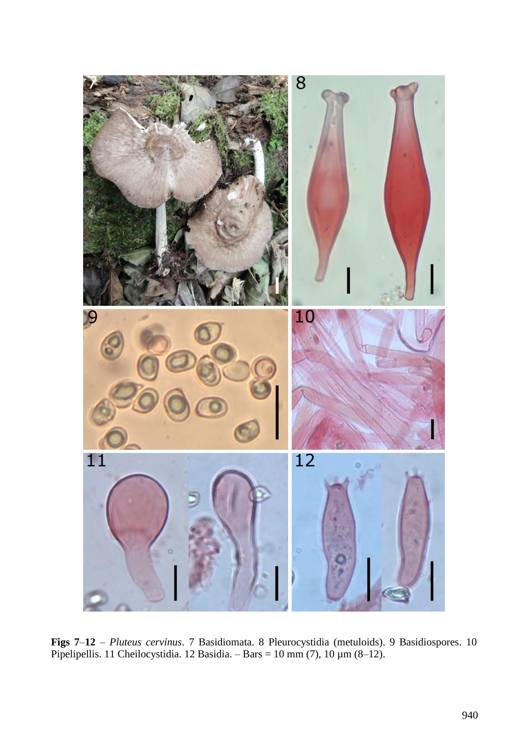**Figs 7–12** – *Pluteus cervinus*. 7 Basidiomata. 8 Pleurocystidia (metuloids). 9 Basidiospores. 10 Pipelipellis. 11 Cheilocystidia. 12 Basidia. – Bars = 10 mm (7), 10 µm (8–12).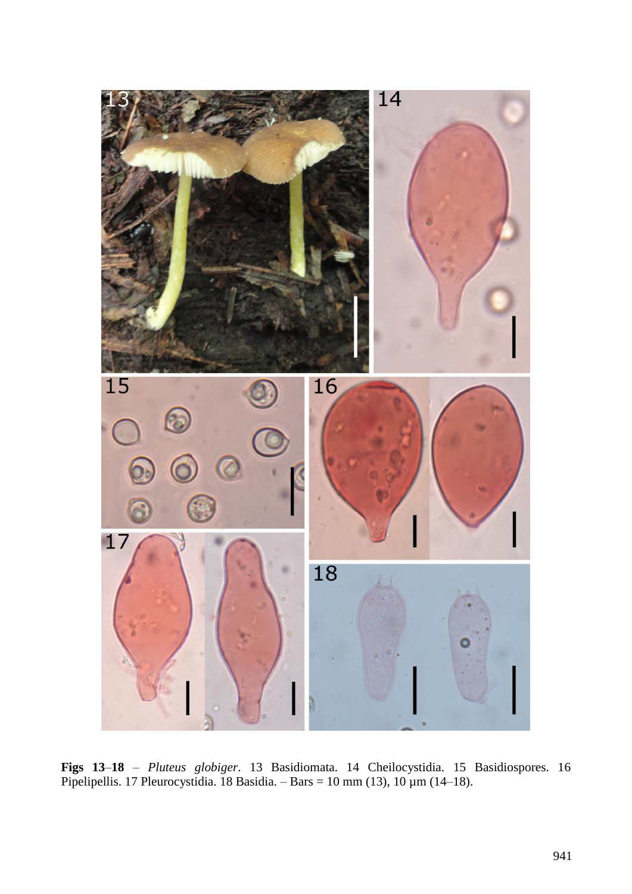**Figs 13–18** – *Pluteus globiger*. 13 Basidiomata. 14 Cheilocystidia. 15 Basidiospores. 16 Pipelipellis. 17 Pleurocystidia. 18 Basidia. – Bars = 10 mm (13), 10 µm (14–18).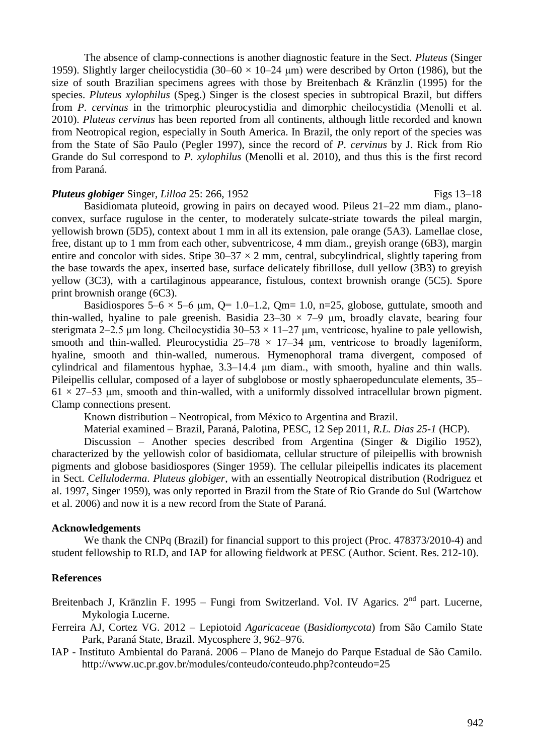The absence of clamp-connections is another diagnostic feature in the Sect. *Pluteus* (Singer 1959). Slightly larger cheilocystidia (30–60 × 10–24 μm) were described by Orton (1986), but the size of south Brazilian specimens agrees with those by Breitenbach & Kränzlin (1995) for the species. *Pluteus xylophilus* (Speg.) Singer is the closest species in subtropical Brazil, but differs from *P. cervinus* in the trimorphic pleurocystidia and dimorphic cheilocystidia (Menolli et al. 2010). *Pluteus cervinus* has been reported from all continents, although little recorded and known from Neotropical region, especially in South America. In Brazil, the only report of the species was from the State of São Paulo (Pegler 1997), since the record of *P. cervinus* by J. Rick from Rio Grande do Sul correspond to *P. xylophilus* (Menolli et al. 2010), and thus this is the first record from Paraná.

***Pluteus globiger*** Singer, *Lilloa* 25: 266, 1952 Figs 13–18

Basidiomata pluteoid, growing in pairs on decayed wood. Pileus 21–22 mm diam., plano-convex, surface rugulose in the center, to moderately sulcate-striate towards the pileal margin, yellowish brown (5D5), context about 1 mm in all its extension, pale orange (5A3). Lamellae close, free, distant up to 1 mm from each other, subventricose, 4 mm diam., greyish orange (6B3), margin entire and concolor with sides. Stipe 30–37 × 2 mm, central, subcylindrical, slightly tapering from the base towards the apex, inserted base, surface delicately fibrillose, dull yellow (3B3) to greyish yellow (3C3), with a cartilaginous appearance, fistulous, context brownish orange (5C5). Spore print brownish orange (6C3).

Basidiospores 5–6 × 5–6 μm, Q= 1.0–1.2, Qm= 1.0, n=25, globose, guttulate, smooth and thin-walled, hyaline to pale greenish. Basidia 23–30 × 7–9 μm, broadly clavate, bearing four sterigmata 2–2.5 μm long. Cheilocystidia 30–53 × 11–27 μm, ventricose, hyaline to pale yellowish, smooth and thin-walled. Pleurocystidia 25–78 × 17–34 μm, ventricose to broadly lageniform, hyaline, smooth and thin-walled, numerous. Hymenophoral trama divergent, composed of cylindrical and filamentous hyphae, 3.3–14.4 μm diam., with smooth, hyaline and thin walls. Pileipellis cellular, composed of a layer of subglobose or mostly sphaeropedunculate elements, 35–61 × 27–53 μm, smooth and thin-walled, with a uniformly dissolved intracellular brown pigment. Clamp connections present.

Known distribution – Neotropical, from México to Argentina and Brazil.

Material examined – Brazil, Paraná, Palotina, PESC, 12 Sep 2011, *R.L. Dias 25-1* (HCP).

Discussion – Another species described from Argentina (Singer & Digilio 1952), characterized by the yellowish color of basidiomata, cellular structure of pileipellis with brownish pigments and globose basidiospores (Singer 1959). The cellular pileipellis indicates its placement in Sect. *Celluloderma*. *Pluteus globiger*, with an essentially Neotropical distribution (Rodriguez et al. 1997, Singer 1959), was only reported in Brazil from the State of Rio Grande do Sul (Wartchow et al. 2006) and now it is a new record from the State of Paraná.

### Acknowledgements

We thank the CNPq (Brazil) for financial support to this project (Proc. 478373/2010-4) and student fellowship to RLD, and IAP for allowing fieldwork at PESC (Author. Scient. Res. 212-10).

### References

Breitenbach J, Kränzlin F. 1995 – Fungi from Switzerland. Vol. IV Agarics. 2nd part. Lucerne, Mykologia Lucerne.

Ferreira AJ, Cortez VG. 2012 – Lepiotoid *Agaricaceae* (*Basidiomycota*) from São Camilo State Park, Paraná State, Brazil. Mycosphere 3, 962–976.

IAP - Instituto Ambiental do Paraná. 2006 – Plano de Manejo do Parque Estadual de São Camilo. http://www.uc.pr.gov.br/modules/conteudo/conteudo.php?conteudo=25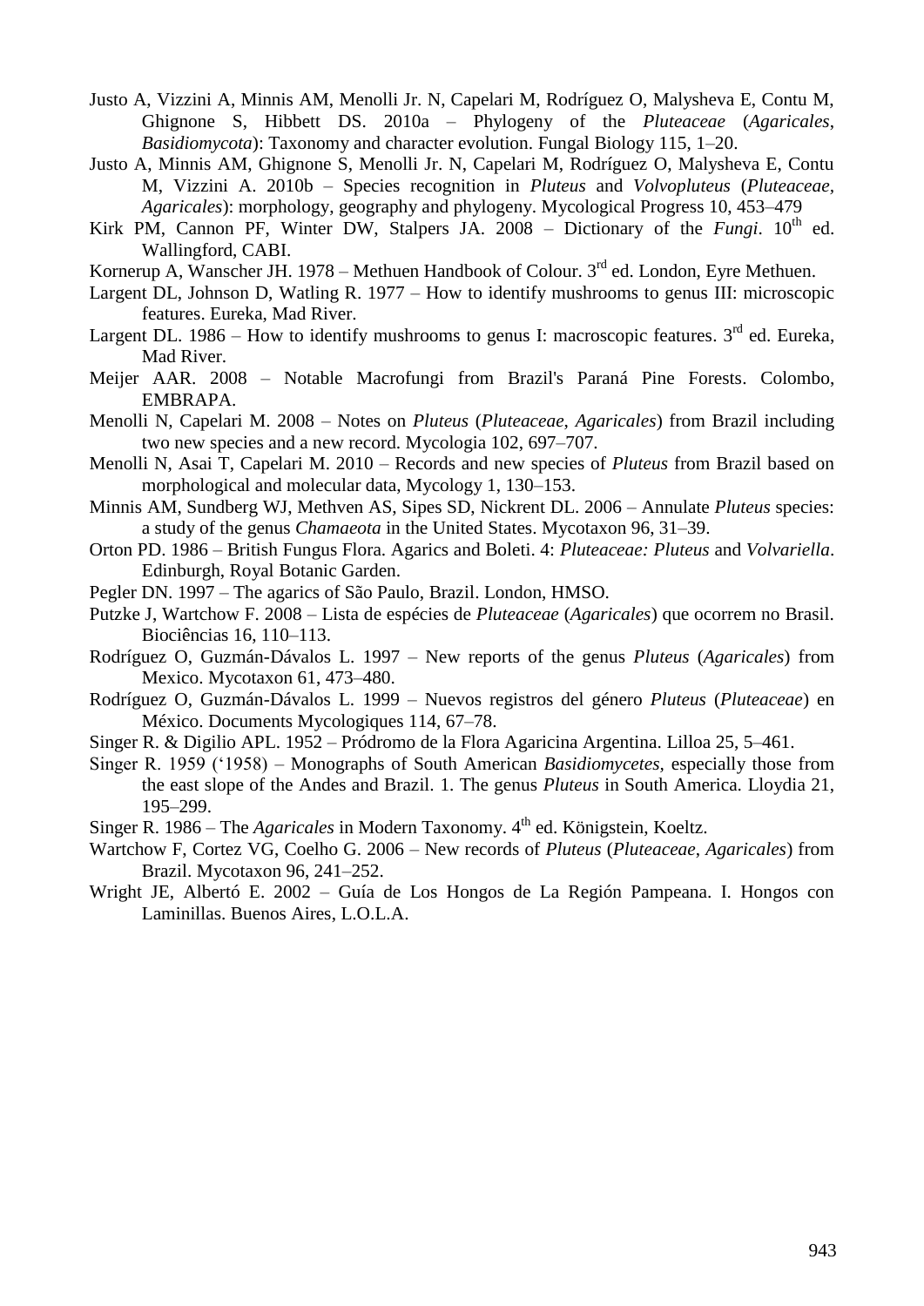Justo A, Vizzini A, Minnis AM, Menolli Jr. N, Capelari M, Rodríguez O, Malysheva E, Contu M, Ghignone S, Hibbett DS. 2010a – Phylogeny of the *Pluteaceae* (*Agaricales*, *Basidiomycota*): Taxonomy and character evolution. Fungal Biology 115, 1–20.

Justo A, Minnis AM, Ghignone S, Menolli Jr. N, Capelari M, Rodríguez O, Malysheva E, Contu M, Vizzini A. 2010b – Species recognition in *Pluteus* and *Volvopluteus* (*Pluteaceae*, *Agaricales*): morphology, geography and phylogeny. Mycological Progress 10, 453–479

Kirk PM, Cannon PF, Winter DW, Stalpers JA. 2008 – Dictionary of the *Fungi*. 10th ed. Wallingford, CABI.

Kornerup A, Wanscher JH. 1978 – Methuen Handbook of Colour. 3rd ed. London, Eyre Methuen.

Largent DL, Johnson D, Watling R. 1977 – How to identify mushrooms to genus III: microscopic features. Eureka, Mad River.

Largent DL. 1986 – How to identify mushrooms to genus I: macroscopic features. 3rd ed. Eureka, Mad River.

Meijer AAR. 2008 – Notable Macrofungi from Brazil's Paraná Pine Forests. Colombo, EMBRAPA.

Menolli N, Capelari M. 2008 – Notes on *Pluteus* (*Pluteaceae*, *Agaricales*) from Brazil including two new species and a new record. Mycologia 102, 697–707.

Menolli N, Asai T, Capelari M. 2010 – Records and new species of *Pluteus* from Brazil based on morphological and molecular data, Mycology 1, 130–153.

Minnis AM, Sundberg WJ, Methven AS, Sipes SD, Nickrent DL. 2006 – Annulate *Pluteus* species: a study of the genus *Chamaeota* in the United States. Mycotaxon 96, 31–39.

Orton PD. 1986 – British Fungus Flora. Agarics and Boleti. 4: *Pluteaceae: Pluteus* and *Volvariella*. Edinburgh, Royal Botanic Garden.

Pegler DN. 1997 – The agarics of São Paulo, Brazil. London, HMSO.

Putzke J, Wartchow F. 2008 – Lista de espécies de *Pluteaceae* (*Agaricales*) que ocorrem no Brasil. Biociências 16, 110–113.

Rodríguez O, Guzmán-Dávalos L. 1997 – New reports of the genus *Pluteus* (*Agaricales*) from Mexico. Mycotaxon 61, 473–480.

Rodríguez O, Guzmán-Dávalos L. 1999 – Nuevos registros del género *Pluteus* (*Pluteaceae*) en México. Documents Mycologiques 114, 67–78.

Singer R. & Digilio APL. 1952 – Pródromo de la Flora Agaricina Argentina. Lilloa 25, 5–461.

Singer R. 1959 ('1958) – Monographs of South American *Basidiomycetes*, especially those from the east slope of the Andes and Brazil. 1. The genus *Pluteus* in South America. Lloydia 21, 195–299.

Singer R. 1986 – The *Agaricales* in Modern Taxonomy. 4th ed. Königstein, Koeltz.

Wartchow F, Cortez VG, Coelho G. 2006 – New records of *Pluteus* (*Pluteaceae*, *Agaricales*) from Brazil. Mycotaxon 96, 241–252.

Wright JE, Albertó E. 2002 – Guía de Los Hongos de La Región Pampeana. I. Hongos con Laminillas. Buenos Aires, L.O.L.A.